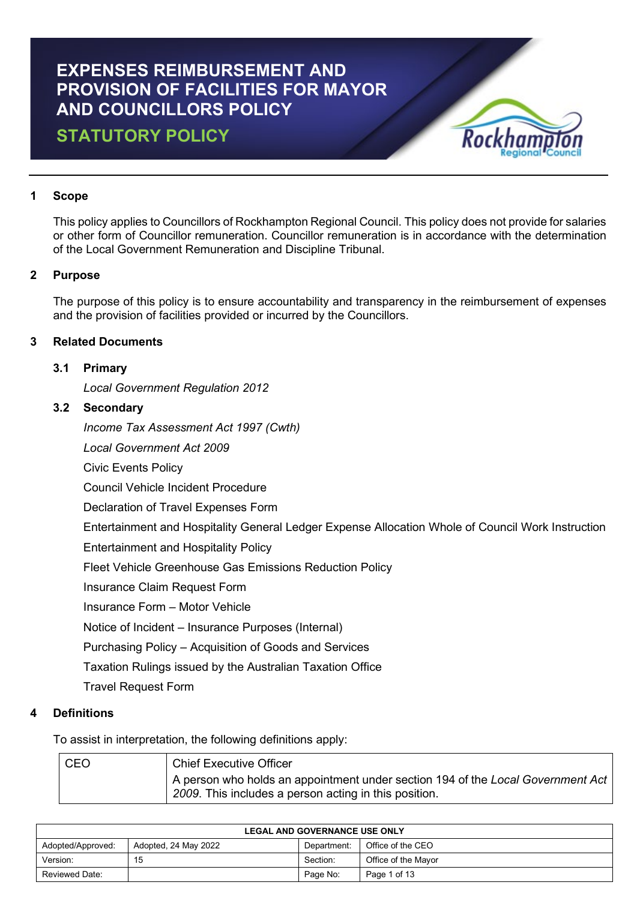# EXPENSES REIMBURSEMENT AND PROVISION OF FACILITIES FOR MAYOR AND COUNCILLORS POLICY

## STATUTORY POLICY

## 1 Scope

This policy applies to Councillors of Rockhampton Regional Council. This policy does not provide for salaries or other form of Councillor remuneration. Councillor remuneration is in accordance with the determination of the Local Government Remuneration and Discipline Tribunal.

## 2 Purpose

The purpose of this policy is to ensure accountability and transparency in the reimbursement of expenses and the provision of facilities provided or incurred by the Councillors.

## 3 Related Documents

### 3.1 Primary

*Local Government Regulation 2012*

### 3.2 Secondary

*Income Tax Assessment Act 1997 (Cwth)*

*Local Government Act 2009*

Civic Events Policy

Council Vehicle Incident Procedure

Declaration of Travel Expenses Form

Entertainment and Hospitality General Ledger Expense Allocation Whole of Council Work Instruction

Entertainment and Hospitality Policy

Fleet Vehicle Greenhouse Gas Emissions Reduction Policy

Insurance Claim Request Form

Insurance Form – Motor Vehicle

Notice of Incident – Insurance Purposes (Internal)

Purchasing Policy – Acquisition of Goods and Services

Taxation Rulings issued by the Australian Taxation Office

Travel Request Form

## 4 Definitions

To assist in interpretation, the following definitions apply:

| | |
|---|---|
| CEO | Chief Executive Officer<br>A person who holds an appointment under section 194 of the *Local Government Act 2009*. This includes a person acting in this position. |

| LEGAL AND GOVERNANCE USE ONLY | | | |
|---|---|---|---|
| Adopted/Approved: | Adopted, 24 May 2022 | Department: | Office of the CEO |
| Version: | 15 | Section: | Office of the Mayor |
| Reviewed Date: | | Page No: | Page 1 of 13 |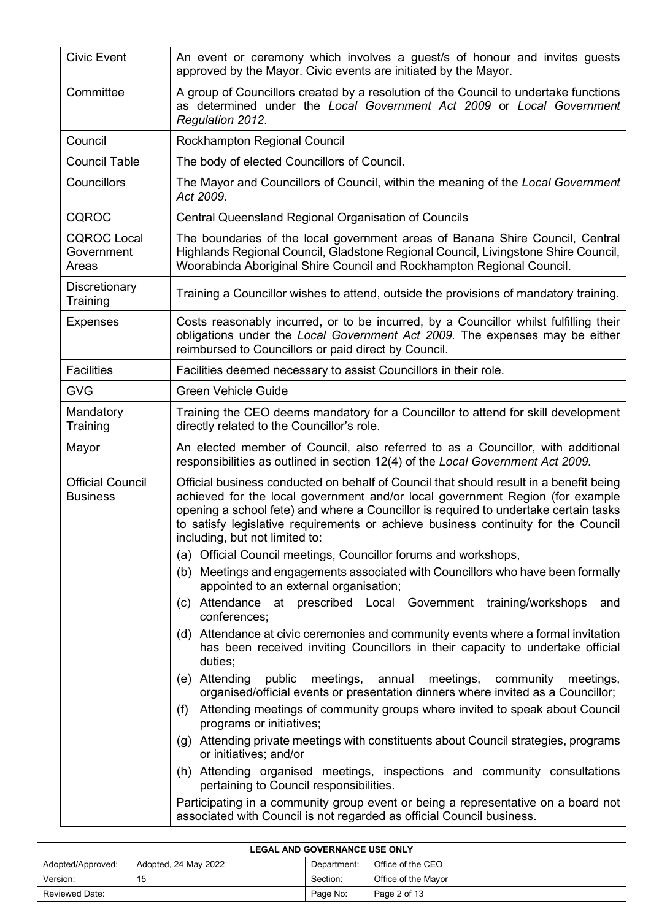| | |
|---|---|
| Civic Event | An event or ceremony which involves a guest/s of honour and invites guests approved by the Mayor. Civic events are initiated by the Mayor. |
| Committee | A group of Councillors created by a resolution of the Council to undertake functions as determined under the *Local Government Act 2009* or *Local Government Regulation 2012*. |
| Council | Rockhampton Regional Council |
| Council Table | The body of elected Councillors of Council. |
| Councillors | The Mayor and Councillors of Council, within the meaning of the *Local Government Act 2009*. |
| CQROC | Central Queensland Regional Organisation of Councils |
| CQROC Local Government Areas | The boundaries of the local government areas of Banana Shire Council, Central Highlands Regional Council, Gladstone Regional Council, Livingstone Shire Council, Woorabinda Aboriginal Shire Council and Rockhampton Regional Council. |
| Discretionary Training | Training a Councillor wishes to attend, outside the provisions of mandatory training. |
| Expenses | Costs reasonably incurred, or to be incurred, by a Councillor whilst fulfilling their obligations under the *Local Government Act 2009.* The expenses may be either reimbursed to Councillors or paid direct by Council. |
| Facilities | Facilities deemed necessary to assist Councillors in their role. |
| GVG | Green Vehicle Guide |
| Mandatory Training | Training the CEO deems mandatory for a Councillor to attend for skill development directly related to the Councillor's role. |
| Mayor | An elected member of Council, also referred to as a Councillor, with additional responsibilities as outlined in section 12(4) of the *Local Government Act 2009.* |
| Official Council Business | Official business conducted on behalf of Council that should result in a benefit being achieved for the local government and/or local government Region (for example opening a school fete) and where a Councillor is required to undertake certain tasks to satisfy legislative requirements or achieve business continuity for the Council including, but not limited to:<br>(a) Official Council meetings, Councillor forums and workshops,<br>(b) Meetings and engagements associated with Councillors who have been formally appointed to an external organisation;<br>(c) Attendance at prescribed Local Government training/workshops and conferences;<br>(d) Attendance at civic ceremonies and community events where a formal invitation has been received inviting Councillors in their capacity to undertake official duties;<br>(e) Attending public meetings, annual meetings, community meetings, organised/official events or presentation dinners where invited as a Councillor;<br>(f) Attending meetings of community groups where invited to speak about Council programs or initiatives;<br>(g) Attending private meetings with constituents about Council strategies, programs or initiatives; and/or<br>(h) Attending organised meetings, inspections and community consultations pertaining to Council responsibilities.<br>Participating in a community group event or being a representative on a board not associated with Council is not regarded as official Council business. |

| LEGAL AND GOVERNANCE USE ONLY | | | |
|---|---|---|---|
| Adopted/Approved: | Adopted, 24 May 2022 | Department: | Office of the CEO |
| Version: | 15 | Section: | Office of the Mayor |
| Reviewed Date: | | Page No: | Page 2 of 13 |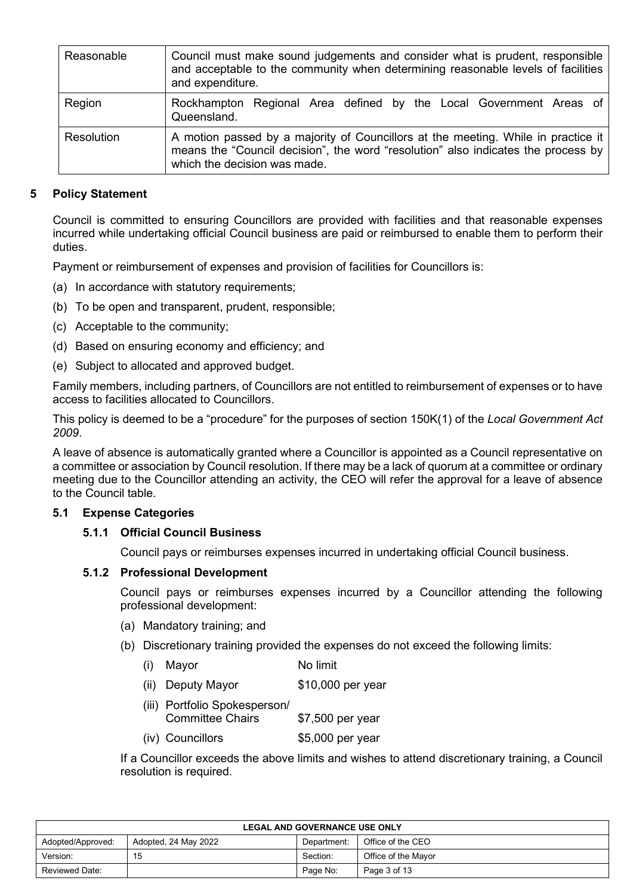| Reasonable | Council must make sound judgements and consider what is prudent, responsible and acceptable to the community when determining reasonable levels of facilities and expenditure. |
|---|---|
| Region | Rockhampton Regional Area defined by the Local Government Areas of Queensland. |
| Resolution | A motion passed by a majority of Councillors at the meeting. While in practice it means the "Council decision", the word "resolution" also indicates the process by which the decision was made. |

## 5 Policy Statement

Council is committed to ensuring Councillors are provided with facilities and that reasonable expenses incurred while undertaking official Council business are paid or reimbursed to enable them to perform their duties.

Payment or reimbursement of expenses and provision of facilities for Councillors is:

(a) In accordance with statutory requirements;

(b) To be open and transparent, prudent, responsible;

(c) Acceptable to the community;

(d) Based on ensuring economy and efficiency; and

(e) Subject to allocated and approved budget.

Family members, including partners, of Councillors are not entitled to reimbursement of expenses or to have access to facilities allocated to Councillors.

This policy is deemed to be a "procedure" for the purposes of section 150K(1) of the *Local Government Act 2009*.

A leave of absence is automatically granted where a Councillor is appointed as a Council representative on a committee or association by Council resolution. If there may be a lack of quorum at a committee or ordinary meeting due to the Councillor attending an activity, the CEO will refer the approval for a leave of absence to the Council table.

### 5.1 Expense Categories

#### 5.1.1 Official Council Business

Council pays or reimburses expenses incurred in undertaking official Council business.

#### 5.1.2 Professional Development

Council pays or reimburses expenses incurred by a Councillor attending the following professional development:

(a) Mandatory training; and

(b) Discretionary training provided the expenses do not exceed the following limits:

(i) Mayor — No limit

(ii) Deputy Mayor — $10,000 per year

(iii) Portfolio Spokesperson/ Committee Chairs — $7,500 per year

(iv) Councillors — $5,000 per year

If a Councillor exceeds the above limits and wishes to attend discretionary training, a Council resolution is required.

| LEGAL AND GOVERNANCE USE ONLY | | | |
|---|---|---|---|
| Adopted/Approved: | Adopted, 24 May 2022 | Department: | Office of the CEO |
| Version: | 15 | Section: | Office of the Mayor |
| Reviewed Date: | | Page No: | Page 3 of 13 |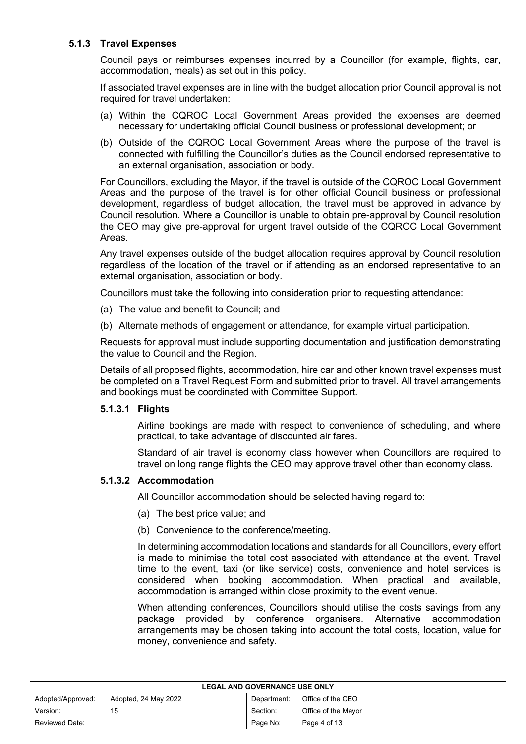### 5.1.3 Travel Expenses

Council pays or reimburses expenses incurred by a Councillor (for example, flights, car, accommodation, meals) as set out in this policy.

If associated travel expenses are in line with the budget allocation prior Council approval is not required for travel undertaken:

(a) Within the CQROC Local Government Areas provided the expenses are deemed necessary for undertaking official Council business or professional development; or

(b) Outside of the CQROC Local Government Areas where the purpose of the travel is connected with fulfilling the Councillor's duties as the Council endorsed representative to an external organisation, association or body.

For Councillors, excluding the Mayor, if the travel is outside of the CQROC Local Government Areas and the purpose of the travel is for other official Council business or professional development, regardless of budget allocation, the travel must be approved in advance by Council resolution. Where a Councillor is unable to obtain pre-approval by Council resolution the CEO may give pre-approval for urgent travel outside of the CQROC Local Government Areas.

Any travel expenses outside of the budget allocation requires approval by Council resolution regardless of the location of the travel or if attending as an endorsed representative to an external organisation, association or body.

Councillors must take the following into consideration prior to requesting attendance:

(a) The value and benefit to Council; and

(b) Alternate methods of engagement or attendance, for example virtual participation.

Requests for approval must include supporting documentation and justification demonstrating the value to Council and the Region.

Details of all proposed flights, accommodation, hire car and other known travel expenses must be completed on a Travel Request Form and submitted prior to travel. All travel arrangements and bookings must be coordinated with Committee Support.

#### 5.1.3.1 Flights

Airline bookings are made with respect to convenience of scheduling, and where practical, to take advantage of discounted air fares.

Standard of air travel is economy class however when Councillors are required to travel on long range flights the CEO may approve travel other than economy class.

#### 5.1.3.2 Accommodation

All Councillor accommodation should be selected having regard to:

(a) The best price value; and

(b) Convenience to the conference/meeting.

In determining accommodation locations and standards for all Councillors, every effort is made to minimise the total cost associated with attendance at the event. Travel time to the event, taxi (or like service) costs, convenience and hotel services is considered when booking accommodation. When practical and available, accommodation is arranged within close proximity to the event venue.

When attending conferences, Councillors should utilise the costs savings from any package provided by conference organisers. Alternative accommodation arrangements may be chosen taking into account the total costs, location, value for money, convenience and safety.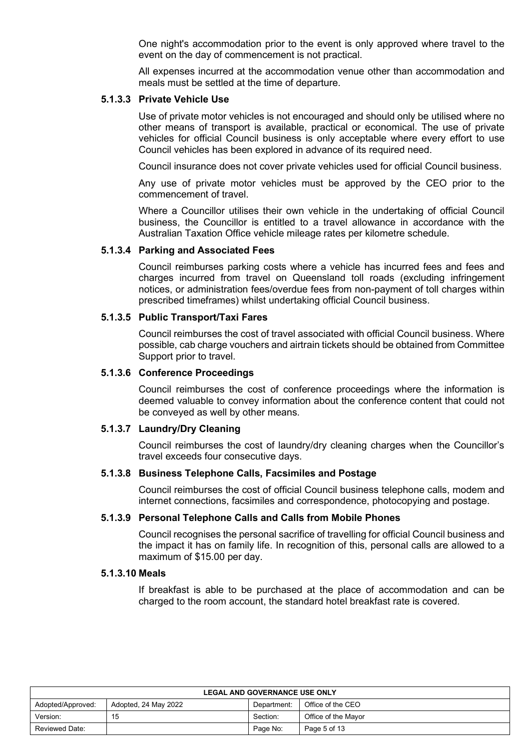One night's accommodation prior to the event is only approved where travel to the event on the day of commencement is not practical.

All expenses incurred at the accommodation venue other than accommodation and meals must be settled at the time of departure.

#### 5.1.3.3 Private Vehicle Use

Use of private motor vehicles is not encouraged and should only be utilised where no other means of transport is available, practical or economical. The use of private vehicles for official Council business is only acceptable where every effort to use Council vehicles has been explored in advance of its required need.

Council insurance does not cover private vehicles used for official Council business.

Any use of private motor vehicles must be approved by the CEO prior to the commencement of travel.

Where a Councillor utilises their own vehicle in the undertaking of official Council business, the Councillor is entitled to a travel allowance in accordance with the Australian Taxation Office vehicle mileage rates per kilometre schedule.

#### 5.1.3.4 Parking and Associated Fees

Council reimburses parking costs where a vehicle has incurred fees and fees and charges incurred from travel on Queensland toll roads (excluding infringement notices, or administration fees/overdue fees from non-payment of toll charges within prescribed timeframes) whilst undertaking official Council business.

#### 5.1.3.5 Public Transport/Taxi Fares

Council reimburses the cost of travel associated with official Council business. Where possible, cab charge vouchers and airtrain tickets should be obtained from Committee Support prior to travel.

#### 5.1.3.6 Conference Proceedings

Council reimburses the cost of conference proceedings where the information is deemed valuable to convey information about the conference content that could not be conveyed as well by other means.

#### 5.1.3.7 Laundry/Dry Cleaning

Council reimburses the cost of laundry/dry cleaning charges when the Councillor's travel exceeds four consecutive days.

#### 5.1.3.8 Business Telephone Calls, Facsimiles and Postage

Council reimburses the cost of official Council business telephone calls, modem and internet connections, facsimiles and correspondence, photocopying and postage.

#### 5.1.3.9 Personal Telephone Calls and Calls from Mobile Phones

Council recognises the personal sacrifice of travelling for official Council business and the impact it has on family life. In recognition of this, personal calls are allowed to a maximum of $15.00 per day.

#### 5.1.3.10 Meals

If breakfast is able to be purchased at the place of accommodation and can be charged to the room account, the standard hotel breakfast rate is covered.

| LEGAL AND GOVERNANCE USE ONLY | | | |
|---|---|---|---|
| Adopted/Approved: | Adopted, 24 May 2022 | Department: | Office of the CEO |
| Version: | 15 | Section: | Office of the Mayor |
| Reviewed Date: | | Page No: | Page 5 of 13 |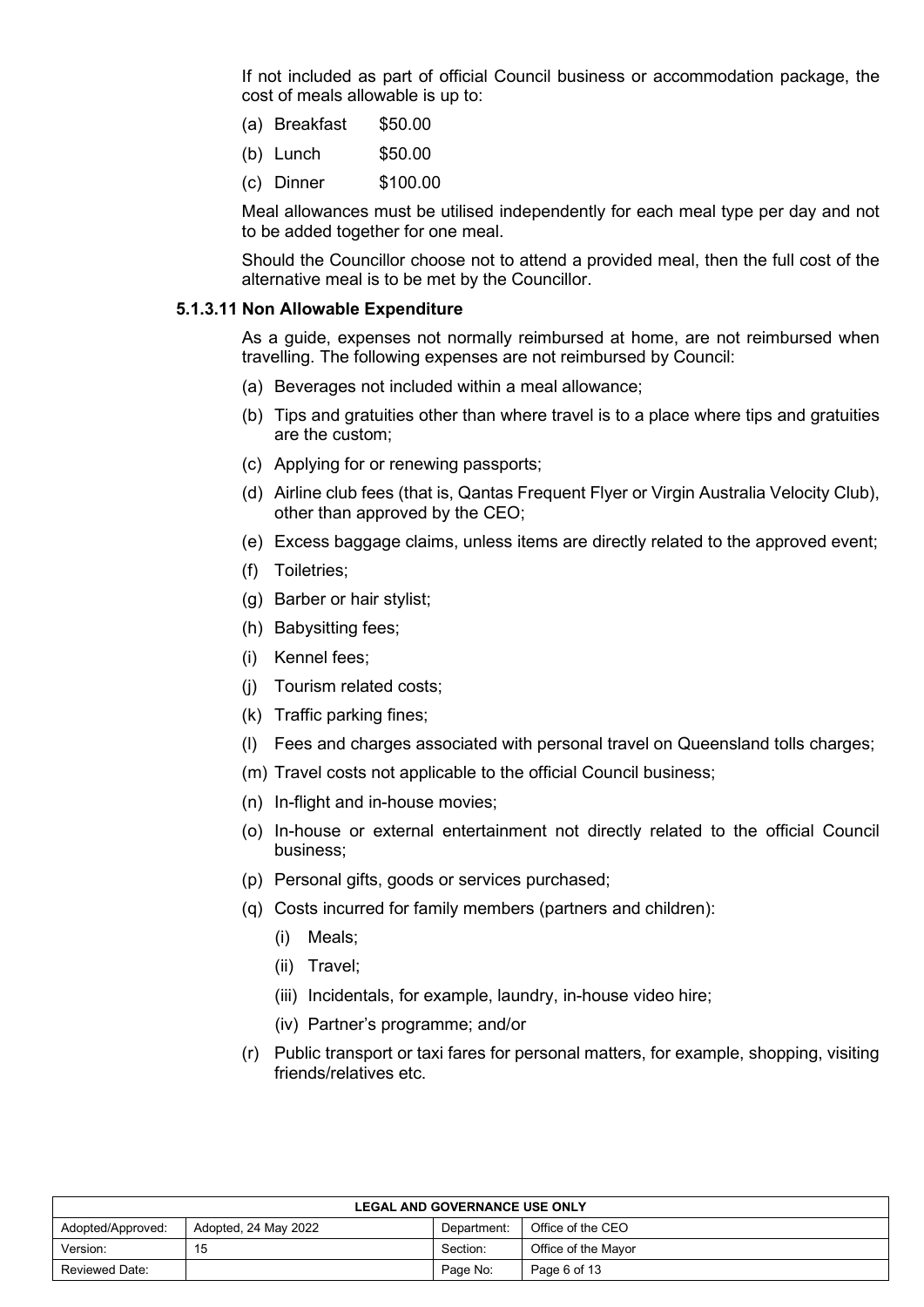If not included as part of official Council business or accommodation package, the cost of meals allowable is up to:

(a) Breakfast $50.00

(b) Lunch $50.00

(c) Dinner $100.00

Meal allowances must be utilised independently for each meal type per day and not to be added together for one meal.

Should the Councillor choose not to attend a provided meal, then the full cost of the alternative meal is to be met by the Councillor.

#### 5.1.3.11 Non Allowable Expenditure

As a guide, expenses not normally reimbursed at home, are not reimbursed when travelling. The following expenses are not reimbursed by Council:

(a) Beverages not included within a meal allowance;

(b) Tips and gratuities other than where travel is to a place where tips and gratuities are the custom;

(c) Applying for or renewing passports;

(d) Airline club fees (that is, Qantas Frequent Flyer or Virgin Australia Velocity Club), other than approved by the CEO;

(e) Excess baggage claims, unless items are directly related to the approved event;

(f) Toiletries;

(g) Barber or hair stylist;

(h) Babysitting fees;

(i) Kennel fees;

(j) Tourism related costs;

(k) Traffic parking fines;

(l) Fees and charges associated with personal travel on Queensland tolls charges;

(m) Travel costs not applicable to the official Council business;

(n) In-flight and in-house movies;

(o) In-house or external entertainment not directly related to the official Council business;

(p) Personal gifts, goods or services purchased;

(q) Costs incurred for family members (partners and children):

  (i) Meals;

  (ii) Travel;

  (iii) Incidentals, for example, laundry, in-house video hire;

  (iv) Partner's programme; and/or

(r) Public transport or taxi fares for personal matters, for example, shopping, visiting friends/relatives etc.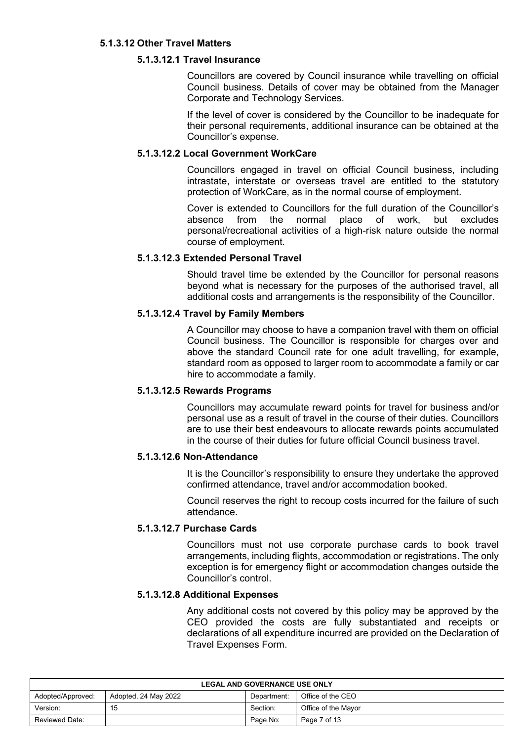### 5.1.3.12 Other Travel Matters

#### 5.1.3.12.1 Travel Insurance

Councillors are covered by Council insurance while travelling on official Council business. Details of cover may be obtained from the Manager Corporate and Technology Services.

If the level of cover is considered by the Councillor to be inadequate for their personal requirements, additional insurance can be obtained at the Councillor's expense.

#### 5.1.3.12.2 Local Government WorkCare

Councillors engaged in travel on official Council business, including intrastate, interstate or overseas travel are entitled to the statutory protection of WorkCare, as in the normal course of employment.

Cover is extended to Councillors for the full duration of the Councillor's absence from the normal place of work, but excludes personal/recreational activities of a high-risk nature outside the normal course of employment.

#### 5.1.3.12.3 Extended Personal Travel

Should travel time be extended by the Councillor for personal reasons beyond what is necessary for the purposes of the authorised travel, all additional costs and arrangements is the responsibility of the Councillor.

#### 5.1.3.12.4 Travel by Family Members

A Councillor may choose to have a companion travel with them on official Council business. The Councillor is responsible for charges over and above the standard Council rate for one adult travelling, for example, standard room as opposed to larger room to accommodate a family or car hire to accommodate a family.

#### 5.1.3.12.5 Rewards Programs

Councillors may accumulate reward points for travel for business and/or personal use as a result of travel in the course of their duties. Councillors are to use their best endeavours to allocate rewards points accumulated in the course of their duties for future official Council business travel.

#### 5.1.3.12.6 Non-Attendance

It is the Councillor's responsibility to ensure they undertake the approved confirmed attendance, travel and/or accommodation booked.

Council reserves the right to recoup costs incurred for the failure of such attendance.

#### 5.1.3.12.7 Purchase Cards

Councillors must not use corporate purchase cards to book travel arrangements, including flights, accommodation or registrations. The only exception is for emergency flight or accommodation changes outside the Councillor's control.

#### 5.1.3.12.8 Additional Expenses

Any additional costs not covered by this policy may be approved by the CEO provided the costs are fully substantiated and receipts or declarations of all expenditure incurred are provided on the Declaration of Travel Expenses Form.

| LEGAL AND GOVERNANCE USE ONLY | | | |
|---|---|---|---|
| Adopted/Approved: | Adopted, 24 May 2022 | Department: | Office of the CEO |
| Version: | 15 | Section: | Office of the Mayor |
| Reviewed Date: | | Page No: | Page 7 of 13 |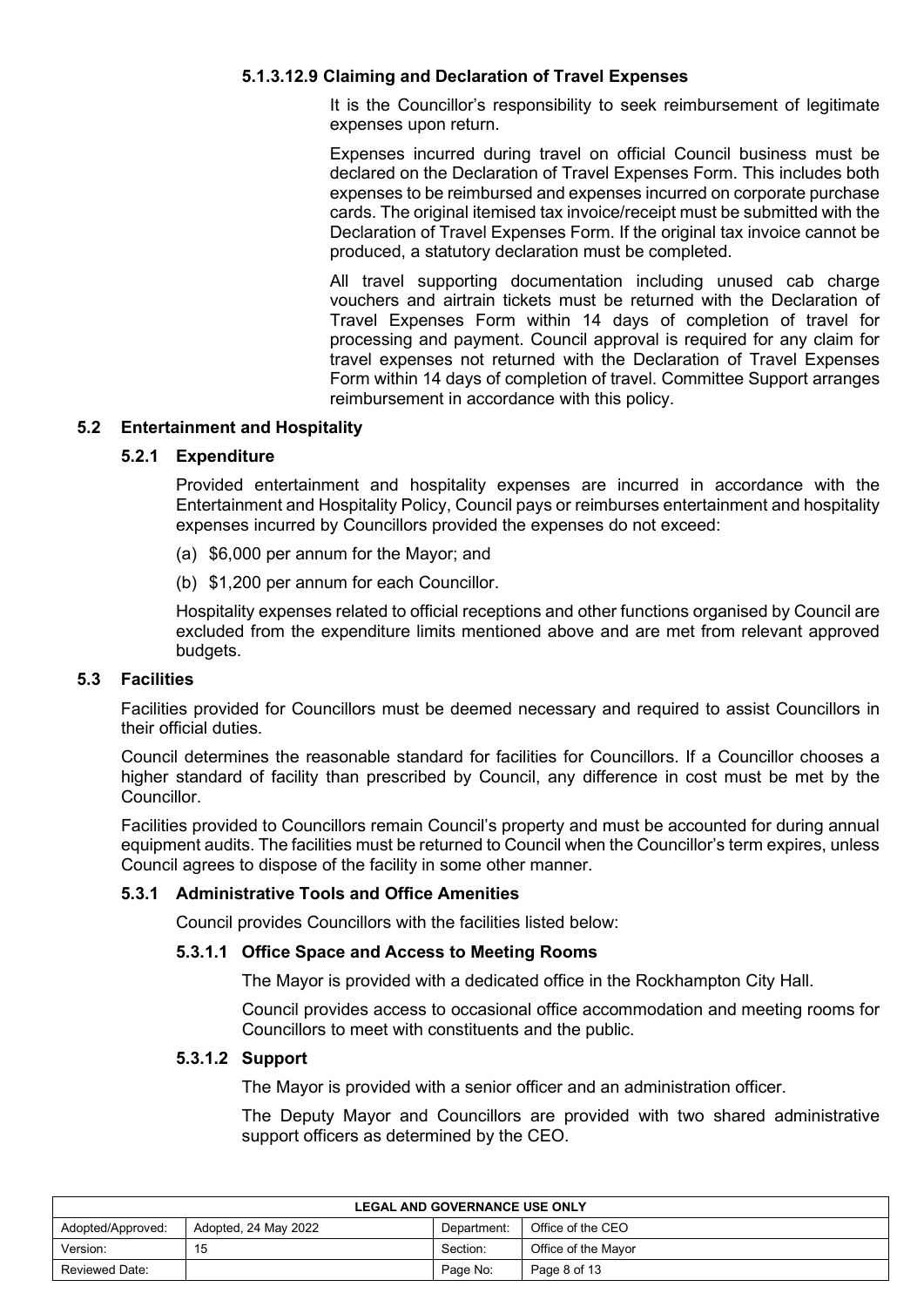##### 5.1.3.12.9 Claiming and Declaration of Travel Expenses

It is the Councillor's responsibility to seek reimbursement of legitimate expenses upon return.

Expenses incurred during travel on official Council business must be declared on the Declaration of Travel Expenses Form. This includes both expenses to be reimbursed and expenses incurred on corporate purchase cards. The original itemised tax invoice/receipt must be submitted with the Declaration of Travel Expenses Form. If the original tax invoice cannot be produced, a statutory declaration must be completed.

All travel supporting documentation including unused cab charge vouchers and airtrain tickets must be returned with the Declaration of Travel Expenses Form within 14 days of completion of travel for processing and payment. Council approval is required for any claim for travel expenses not returned with the Declaration of Travel Expenses Form within 14 days of completion of travel. Committee Support arranges reimbursement in accordance with this policy.

## 5.2 Entertainment and Hospitality

### 5.2.1 Expenditure

Provided entertainment and hospitality expenses are incurred in accordance with the Entertainment and Hospitality Policy, Council pays or reimburses entertainment and hospitality expenses incurred by Councillors provided the expenses do not exceed:

(a) $6,000 per annum for the Mayor; and

(b) $1,200 per annum for each Councillor.

Hospitality expenses related to official receptions and other functions organised by Council are excluded from the expenditure limits mentioned above and are met from relevant approved budgets.

## 5.3 Facilities

Facilities provided for Councillors must be deemed necessary and required to assist Councillors in their official duties.

Council determines the reasonable standard for facilities for Councillors. If a Councillor chooses a higher standard of facility than prescribed by Council, any difference in cost must be met by the Councillor.

Facilities provided to Councillors remain Council's property and must be accounted for during annual equipment audits. The facilities must be returned to Council when the Councillor's term expires, unless Council agrees to dispose of the facility in some other manner.

### 5.3.1 Administrative Tools and Office Amenities

Council provides Councillors with the facilities listed below:

#### 5.3.1.1 Office Space and Access to Meeting Rooms

The Mayor is provided with a dedicated office in the Rockhampton City Hall.

Council provides access to occasional office accommodation and meeting rooms for Councillors to meet with constituents and the public.

#### 5.3.1.2 Support

The Mayor is provided with a senior officer and an administration officer.

The Deputy Mayor and Councillors are provided with two shared administrative support officers as determined by the CEO.

| LEGAL AND GOVERNANCE USE ONLY | | | |
|---|---|---|---|
| Adopted/Approved: | Adopted, 24 May 2022 | Department: | Office of the CEO |
| Version: | 15 | Section: | Office of the Mayor |
| Reviewed Date: | | Page No: | Page 8 of 13 |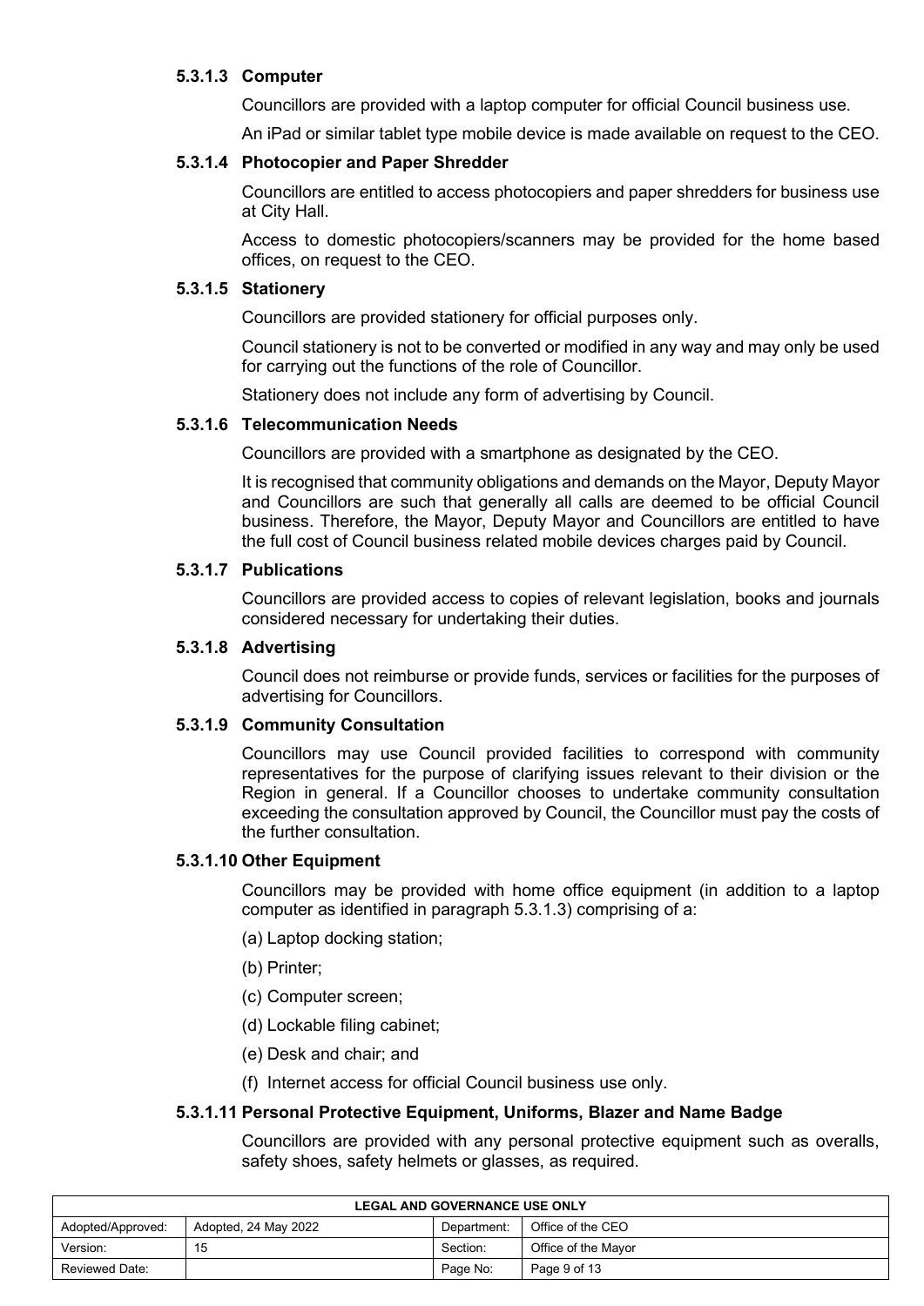#### 5.3.1.3 Computer

Councillors are provided with a laptop computer for official Council business use.

An iPad or similar tablet type mobile device is made available on request to the CEO.

#### 5.3.1.4 Photocopier and Paper Shredder

Councillors are entitled to access photocopiers and paper shredders for business use at City Hall.

Access to domestic photocopiers/scanners may be provided for the home based offices, on request to the CEO.

#### 5.3.1.5 Stationery

Councillors are provided stationery for official purposes only.

Council stationery is not to be converted or modified in any way and may only be used for carrying out the functions of the role of Councillor.

Stationery does not include any form of advertising by Council.

#### 5.3.1.6 Telecommunication Needs

Councillors are provided with a smartphone as designated by the CEO.

It is recognised that community obligations and demands on the Mayor, Deputy Mayor and Councillors are such that generally all calls are deemed to be official Council business. Therefore, the Mayor, Deputy Mayor and Councillors are entitled to have the full cost of Council business related mobile devices charges paid by Council.

#### 5.3.1.7 Publications

Councillors are provided access to copies of relevant legislation, books and journals considered necessary for undertaking their duties.

#### 5.3.1.8 Advertising

Council does not reimburse or provide funds, services or facilities for the purposes of advertising for Councillors.

#### 5.3.1.9 Community Consultation

Councillors may use Council provided facilities to correspond with community representatives for the purpose of clarifying issues relevant to their division or the Region in general. If a Councillor chooses to undertake community consultation exceeding the consultation approved by Council, the Councillor must pay the costs of the further consultation.

#### 5.3.1.10 Other Equipment

Councillors may be provided with home office equipment (in addition to a laptop computer as identified in paragraph 5.3.1.3) comprising of a:

(a) Laptop docking station;

(b) Printer;

(c) Computer screen;

(d) Lockable filing cabinet;

(e) Desk and chair; and

(f) Internet access for official Council business use only.

#### 5.3.1.11 Personal Protective Equipment, Uniforms, Blazer and Name Badge

Councillors are provided with any personal protective equipment such as overalls, safety shoes, safety helmets or glasses, as required.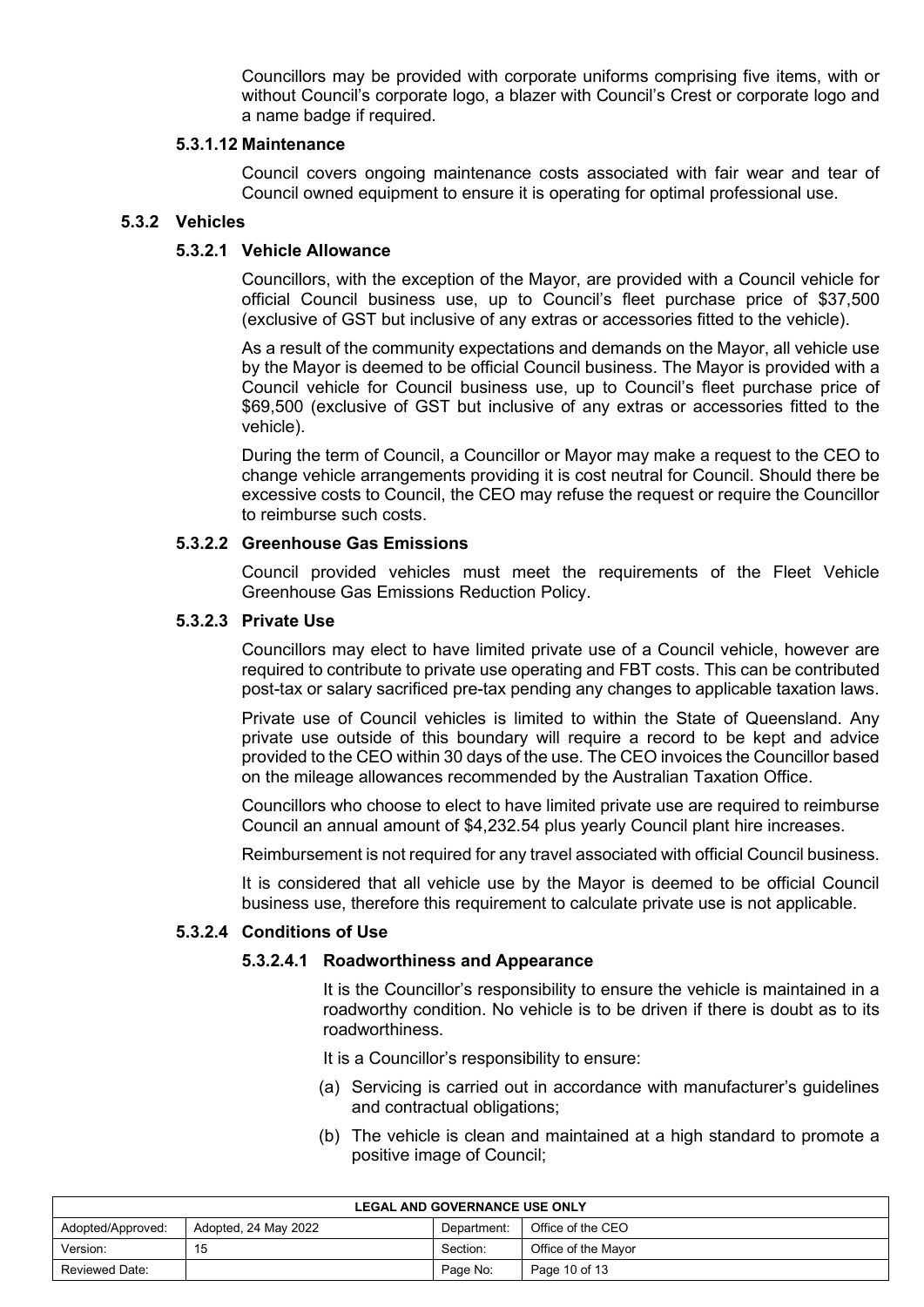Councillors may be provided with corporate uniforms comprising five items, with or without Council's corporate logo, a blazer with Council's Crest or corporate logo and a name badge if required.

#### 5.3.1.12 Maintenance

Council covers ongoing maintenance costs associated with fair wear and tear of Council owned equipment to ensure it is operating for optimal professional use.

### 5.3.2 Vehicles

#### 5.3.2.1 Vehicle Allowance

Councillors, with the exception of the Mayor, are provided with a Council vehicle for official Council business use, up to Council's fleet purchase price of $37,500 (exclusive of GST but inclusive of any extras or accessories fitted to the vehicle).

As a result of the community expectations and demands on the Mayor, all vehicle use by the Mayor is deemed to be official Council business. The Mayor is provided with a Council vehicle for Council business use, up to Council's fleet purchase price of $69,500 (exclusive of GST but inclusive of any extras or accessories fitted to the vehicle).

During the term of Council, a Councillor or Mayor may make a request to the CEO to change vehicle arrangements providing it is cost neutral for Council. Should there be excessive costs to Council, the CEO may refuse the request or require the Councillor to reimburse such costs.

#### 5.3.2.2 Greenhouse Gas Emissions

Council provided vehicles must meet the requirements of the Fleet Vehicle Greenhouse Gas Emissions Reduction Policy.

#### 5.3.2.3 Private Use

Councillors may elect to have limited private use of a Council vehicle, however are required to contribute to private use operating and FBT costs. This can be contributed post-tax or salary sacrificed pre-tax pending any changes to applicable taxation laws.

Private use of Council vehicles is limited to within the State of Queensland. Any private use outside of this boundary will require a record to be kept and advice provided to the CEO within 30 days of the use. The CEO invoices the Councillor based on the mileage allowances recommended by the Australian Taxation Office.

Councillors who choose to elect to have limited private use are required to reimburse Council an annual amount of $4,232.54 plus yearly Council plant hire increases.

Reimbursement is not required for any travel associated with official Council business.

It is considered that all vehicle use by the Mayor is deemed to be official Council business use, therefore this requirement to calculate private use is not applicable.

#### 5.3.2.4 Conditions of Use

##### 5.3.2.4.1 Roadworthiness and Appearance

It is the Councillor's responsibility to ensure the vehicle is maintained in a roadworthy condition. No vehicle is to be driven if there is doubt as to its roadworthiness.

It is a Councillor's responsibility to ensure:

(a) Servicing is carried out in accordance with manufacturer's guidelines and contractual obligations;

(b) The vehicle is clean and maintained at a high standard to promote a positive image of Council;

| LEGAL AND GOVERNANCE USE ONLY | | | |
|---|---|---|---|
| Adopted/Approved: | Adopted, 24 May 2022 | Department: | Office of the CEO |
| Version: | 15 | Section: | Office of the Mayor |
| Reviewed Date: | | Page No: | Page 10 of 13 |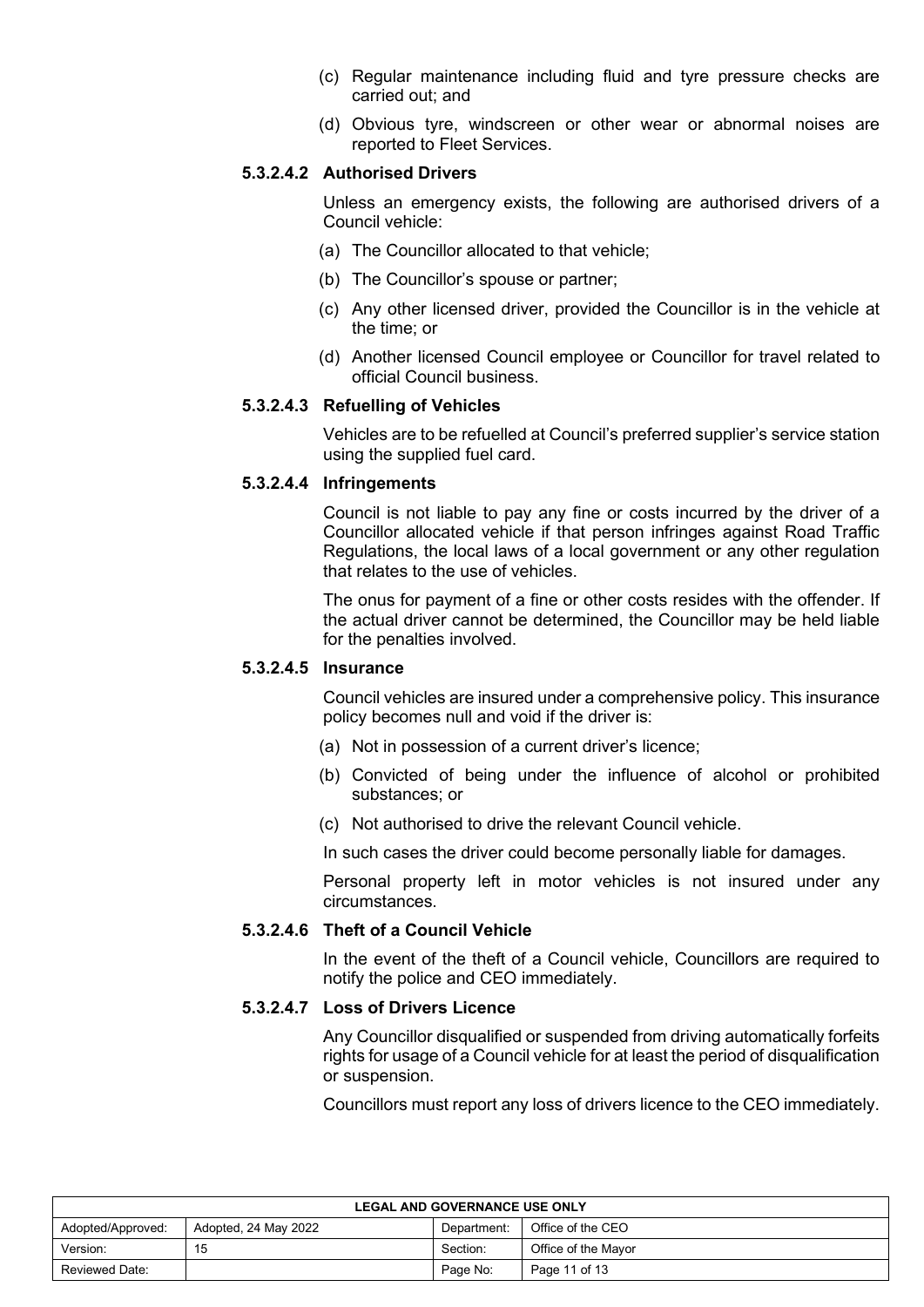(c) Regular maintenance including fluid and tyre pressure checks are carried out; and

(d) Obvious tyre, windscreen or other wear or abnormal noises are reported to Fleet Services.

#### 5.3.2.4.2 Authorised Drivers

Unless an emergency exists, the following are authorised drivers of a Council vehicle:

(a) The Councillor allocated to that vehicle;

(b) The Councillor's spouse or partner;

(c) Any other licensed driver, provided the Councillor is in the vehicle at the time; or

(d) Another licensed Council employee or Councillor for travel related to official Council business.

#### 5.3.2.4.3 Refuelling of Vehicles

Vehicles are to be refuelled at Council's preferred supplier's service station using the supplied fuel card.

#### 5.3.2.4.4 Infringements

Council is not liable to pay any fine or costs incurred by the driver of a Councillor allocated vehicle if that person infringes against Road Traffic Regulations, the local laws of a local government or any other regulation that relates to the use of vehicles.

The onus for payment of a fine or other costs resides with the offender. If the actual driver cannot be determined, the Councillor may be held liable for the penalties involved.

#### 5.3.2.4.5 Insurance

Council vehicles are insured under a comprehensive policy. This insurance policy becomes null and void if the driver is:

(a) Not in possession of a current driver's licence;

(b) Convicted of being under the influence of alcohol or prohibited substances; or

(c) Not authorised to drive the relevant Council vehicle.

In such cases the driver could become personally liable for damages.

Personal property left in motor vehicles is not insured under any circumstances.

#### 5.3.2.4.6 Theft of a Council Vehicle

In the event of the theft of a Council vehicle, Councillors are required to notify the police and CEO immediately.

#### 5.3.2.4.7 Loss of Drivers Licence

Any Councillor disqualified or suspended from driving automatically forfeits rights for usage of a Council vehicle for at least the period of disqualification or suspension.

Councillors must report any loss of drivers licence to the CEO immediately.

| LEGAL AND GOVERNANCE USE ONLY | | | |
|---|---|---|---|
| Adopted/Approved: | Adopted, 24 May 2022 | Department: | Office of the CEO |
| Version: | 15 | Section: | Office of the Mayor |
| Reviewed Date: | | Page No: | Page 11 of 13 |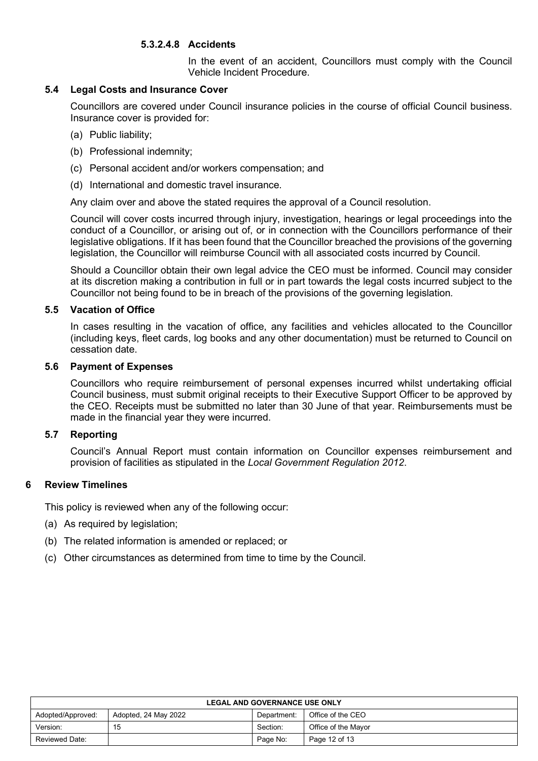##### 5.3.2.4.8 Accidents

In the event of an accident, Councillors must comply with the Council Vehicle Incident Procedure.

### 5.4 Legal Costs and Insurance Cover

Councillors are covered under Council insurance policies in the course of official Council business. Insurance cover is provided for:

(a) Public liability;

(b) Professional indemnity;

(c) Personal accident and/or workers compensation; and

(d) International and domestic travel insurance.

Any claim over and above the stated requires the approval of a Council resolution.

Council will cover costs incurred through injury, investigation, hearings or legal proceedings into the conduct of a Councillor, or arising out of, or in connection with the Councillors performance of their legislative obligations. If it has been found that the Councillor breached the provisions of the governing legislation, the Councillor will reimburse Council with all associated costs incurred by Council.

Should a Councillor obtain their own legal advice the CEO must be informed. Council may consider at its discretion making a contribution in full or in part towards the legal costs incurred subject to the Councillor not being found to be in breach of the provisions of the governing legislation.

### 5.5 Vacation of Office

In cases resulting in the vacation of office, any facilities and vehicles allocated to the Councillor (including keys, fleet cards, log books and any other documentation) must be returned to Council on cessation date.

### 5.6 Payment of Expenses

Councillors who require reimbursement of personal expenses incurred whilst undertaking official Council business, must submit original receipts to their Executive Support Officer to be approved by the CEO. Receipts must be submitted no later than 30 June of that year. Reimbursements must be made in the financial year they were incurred.

### 5.7 Reporting

Council's Annual Report must contain information on Councillor expenses reimbursement and provision of facilities as stipulated in the *Local Government Regulation 2012*.

## 6 Review Timelines

This policy is reviewed when any of the following occur:

(a) As required by legislation;

(b) The related information is amended or replaced; or

(c) Other circumstances as determined from time to time by the Council.

| LEGAL AND GOVERNANCE USE ONLY | | | |
|---|---|---|---|
| Adopted/Approved: | Adopted, 24 May 2022 | Department: | Office of the CEO |
| Version: | 15 | Section: | Office of the Mayor |
| Reviewed Date: | | Page No: | Page 12 of 13 |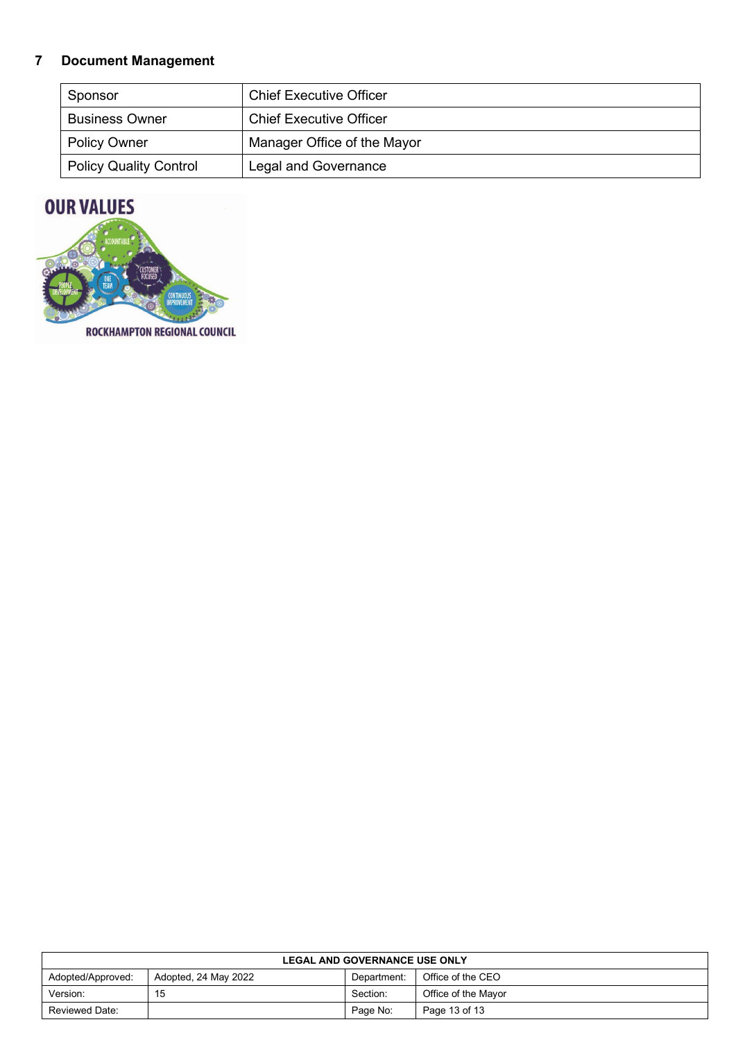## 7 Document Management

| | |
|---|---|
| Sponsor | Chief Executive Officer |
| Business Owner | Chief Executive Officer |
| Policy Owner | Manager Office of the Mayor |
| Policy Quality Control | Legal and Governance |